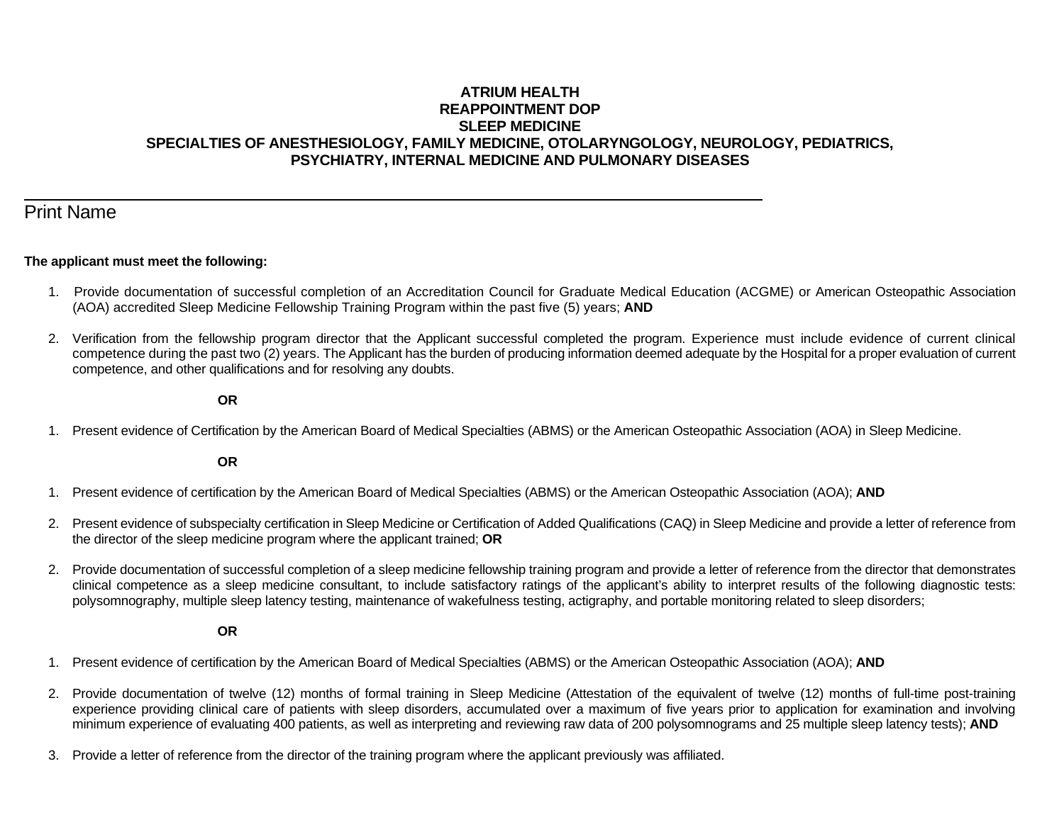**ATRIUM HEALTH**
**REAPPOINTMENT DOP**
**SLEEP MEDICINE**
**SPECIALTIES OF ANESTHESIOLOGY, FAMILY MEDICINE, OTOLARYNGOLOGY, NEUROLOGY, PEDIATRICS, PSYCHIATRY, INTERNAL MEDICINE AND PULMONARY DISEASES**

\_\_\_\_\_\_\_\_\_\_\_\_\_\_\_\_\_\_\_\_\_\_\_\_\_\_\_\_\_\_\_\_\_\_\_\_\_\_\_\_\_\_\_\_\_\_\_\_\_\_\_\_\_\_\_\_\_\_\_\_

Print Name

**The applicant must meet the following:**

1. Provide documentation of successful completion of an Accreditation Council for Graduate Medical Education (ACGME) or American Osteopathic Association (AOA) accredited Sleep Medicine Fellowship Training Program within the past five (5) years; **AND**

2. Verification from the fellowship program director that the Applicant successful completed the program. Experience must include evidence of current clinical competence during the past two (2) years. The Applicant has the burden of producing information deemed adequate by the Hospital for a proper evaluation of current competence, and other qualifications and for resolving any doubts.

**OR**

1. Present evidence of Certification by the American Board of Medical Specialties (ABMS) or the American Osteopathic Association (AOA) in Sleep Medicine.

**OR**

1. Present evidence of certification by the American Board of Medical Specialties (ABMS) or the American Osteopathic Association (AOA); **AND**

2. Present evidence of subspecialty certification in Sleep Medicine or Certification of Added Qualifications (CAQ) in Sleep Medicine and provide a letter of reference from the director of the sleep medicine program where the applicant trained; **OR**

2. Provide documentation of successful completion of a sleep medicine fellowship training program and provide a letter of reference from the director that demonstrates clinical competence as a sleep medicine consultant, to include satisfactory ratings of the applicant's ability to interpret results of the following diagnostic tests: polysomnography, multiple sleep latency testing, maintenance of wakefulness testing, actigraphy, and portable monitoring related to sleep disorders;

**OR**

1. Present evidence of certification by the American Board of Medical Specialties (ABMS) or the American Osteopathic Association (AOA); **AND**

2. Provide documentation of twelve (12) months of formal training in Sleep Medicine (Attestation of the equivalent of twelve (12) months of full-time post-training experience providing clinical care of patients with sleep disorders, accumulated over a maximum of five years prior to application for examination and involving minimum experience of evaluating 400 patients, as well as interpreting and reviewing raw data of 200 polysomnograms and 25 multiple sleep latency tests); **AND**

3. Provide a letter of reference from the director of the training program where the applicant previously was affiliated.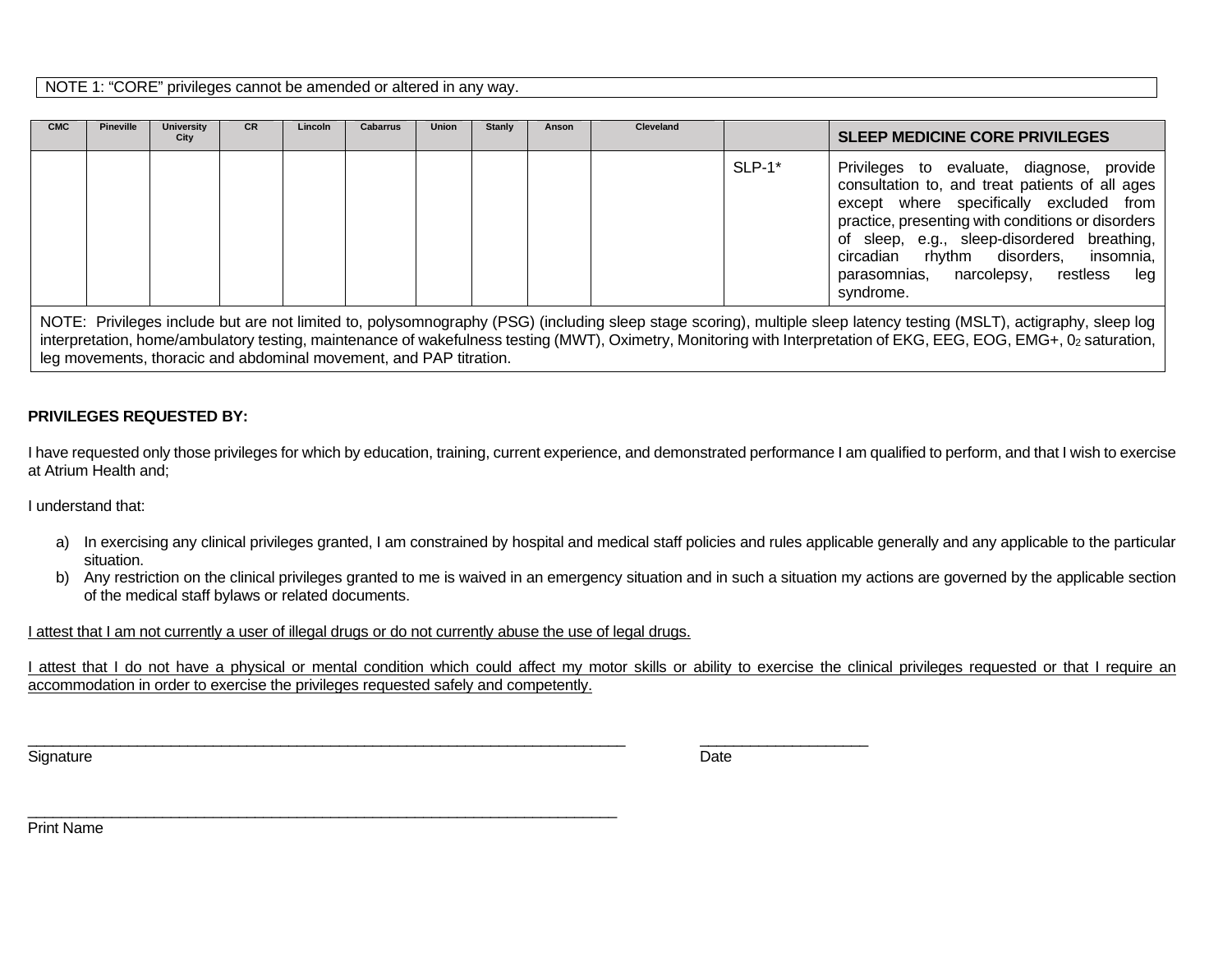NOTE 1: “CORE” privileges cannot be amended or altered in any way.

| CMC | Pineville | University City | CR | Lincoln | Cabarrus | Union | Stanly | Anson | Cleveland | | SLEEP MEDICINE CORE PRIVILEGES |
|---|---|---|---|---|---|---|---|---|---|---|---|
| | | | | | | | | | | SLP-1* | Privileges to evaluate, diagnose, provide consultation to, and treat patients of all ages except where specifically excluded from practice, presenting with conditions or disorders of sleep, e.g., sleep-disordered breathing, circadian rhythm disorders, insomnia, parasomnias, narcolepsy, restless leg syndrome. |
| NOTE: Privileges include but are not limited to, polysomnography (PSG) (including sleep stage scoring), multiple sleep latency testing (MSLT), actigraphy, sleep log interpretation, home/ambulatory testing, maintenance of wakefulness testing (MWT), Oximetry, Monitoring with Interpretation of EKG, EEG, EOG, EMG+, $0_2$ saturation, leg movements, thoracic and abdominal movement, and PAP titration. | | | | | | | | | | | |

**PRIVILEGES REQUESTED BY:**

I have requested only those privileges for which by education, training, current experience, and demonstrated performance I am qualified to perform, and that I wish to exercise at Atrium Health and;

I understand that:

a) In exercising any clinical privileges granted, I am constrained by hospital and medical staff policies and rules applicable generally and any applicable to the particular situation.
b) Any restriction on the clinical privileges granted to me is waived in an emergency situation and in such a situation my actions are governed by the applicable section of the medical staff bylaws or related documents.

I attest that I am not currently a user of illegal drugs or do not currently abuse the use of legal drugs.

I attest that I do not have a physical or mental condition which could affect my motor skills or ability to exercise the clinical privileges requested or that I require an accommodation in order to exercise the privileges requested safely and competently.

_______________________________________________ _______________

Signature Date

_______________________________________________

Print Name